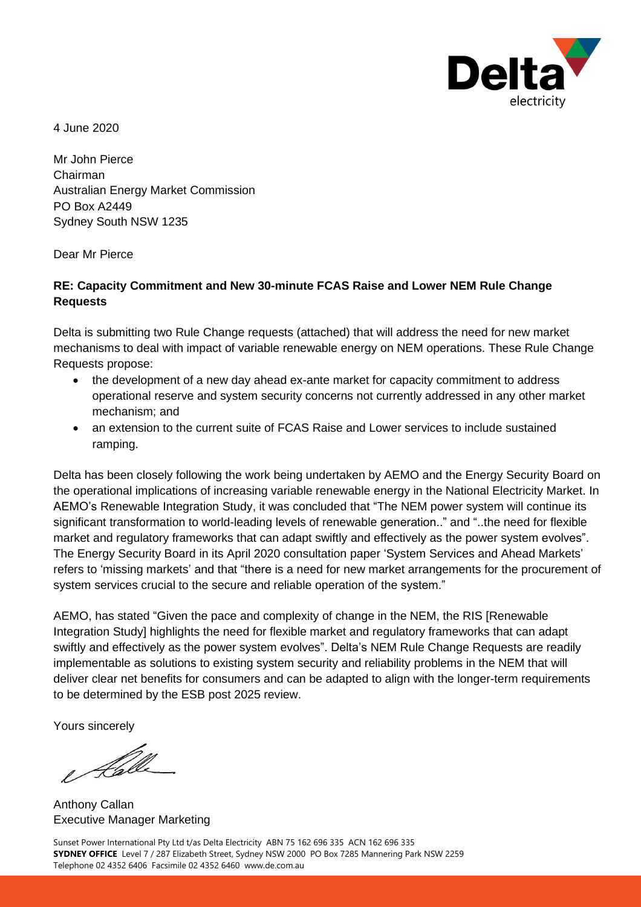4 June 2020

Mr John Pierce
Chairman
Australian Energy Market Commission
PO Box A2449
Sydney South NSW 1235

Dear Mr Pierce

**RE: Capacity Commitment and New 30-minute FCAS Raise and Lower NEM Rule Change Requests**

Delta is submitting two Rule Change requests (attached) that will address the need for new market mechanisms to deal with impact of variable renewable energy on NEM operations. These Rule Change Requests propose:

- the development of a new day ahead ex-ante market for capacity commitment to address operational reserve and system security concerns not currently addressed in any other market mechanism; and
- an extension to the current suite of FCAS Raise and Lower services to include sustained ramping.

Delta has been closely following the work being undertaken by AEMO and the Energy Security Board on the operational implications of increasing variable renewable energy in the National Electricity Market. In AEMO's Renewable Integration Study, it was concluded that "The NEM power system will continue its significant transformation to world-leading levels of renewable generation.." and "..the need for flexible market and regulatory frameworks that can adapt swiftly and effectively as the power system evolves". The Energy Security Board in its April 2020 consultation paper 'System Services and Ahead Markets' refers to 'missing markets' and that "there is a need for new market arrangements for the procurement of system services crucial to the secure and reliable operation of the system."

AEMO, has stated "Given the pace and complexity of change in the NEM, the RIS [Renewable Integration Study] highlights the need for flexible market and regulatory frameworks that can adapt swiftly and effectively as the power system evolves". Delta's NEM Rule Change Requests are readily implementable as solutions to existing system security and reliability problems in the NEM that will deliver clear net benefits for consumers and can be adapted to align with the longer-term requirements to be determined by the ESB post 2025 review.

Yours sincerely

Anthony Callan
Executive Manager Marketing

Sunset Power International Pty Ltd t/as Delta Electricity ABN 75 162 696 335 ACN 162 696 335
**SYDNEY OFFICE** Level 7 / 287 Elizabeth Street, Sydney NSW 2000 PO Box 7285 Mannering Park NSW 2259
Telephone 02 4352 6406 Facsimile 02 4352 6460 www.de.com.au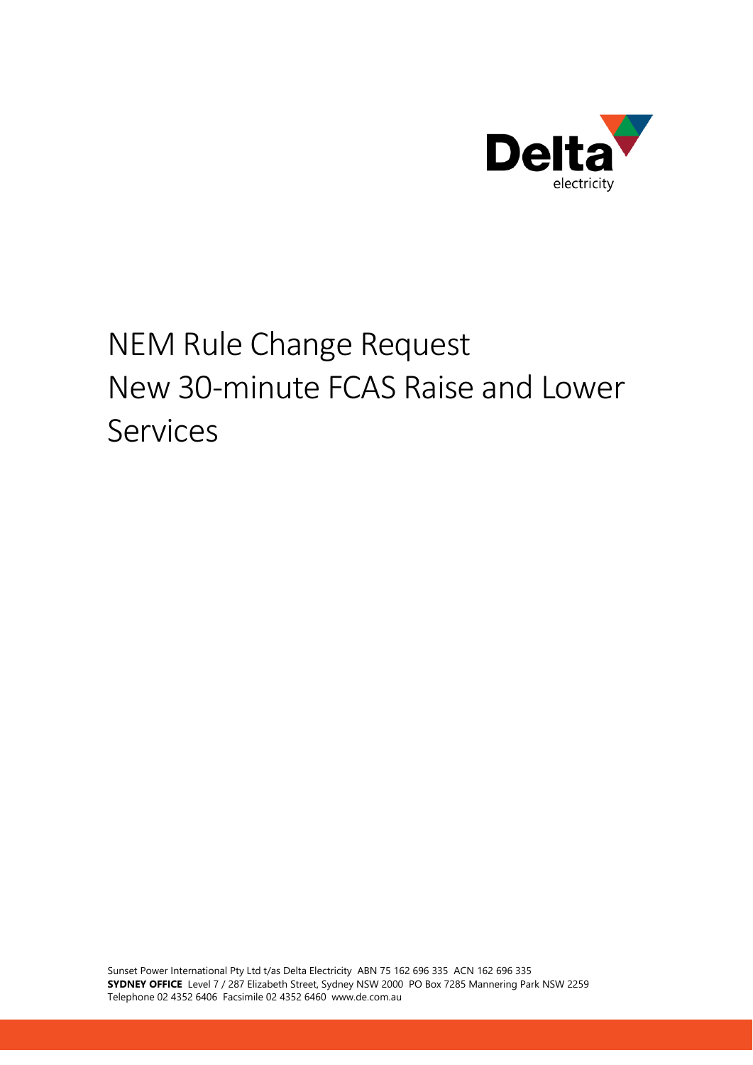# NEM Rule Change Request
# New 30-minute FCAS Raise and Lower Services

Sunset Power International Pty Ltd t/as Delta Electricity ABN 75 162 696 335 ACN 162 696 335
**SYDNEY OFFICE** Level 7 / 287 Elizabeth Street, Sydney NSW 2000 PO Box 7285 Mannering Park NSW 2259
Telephone 02 4352 6406 Facsimile 02 4352 6460 www.de.com.au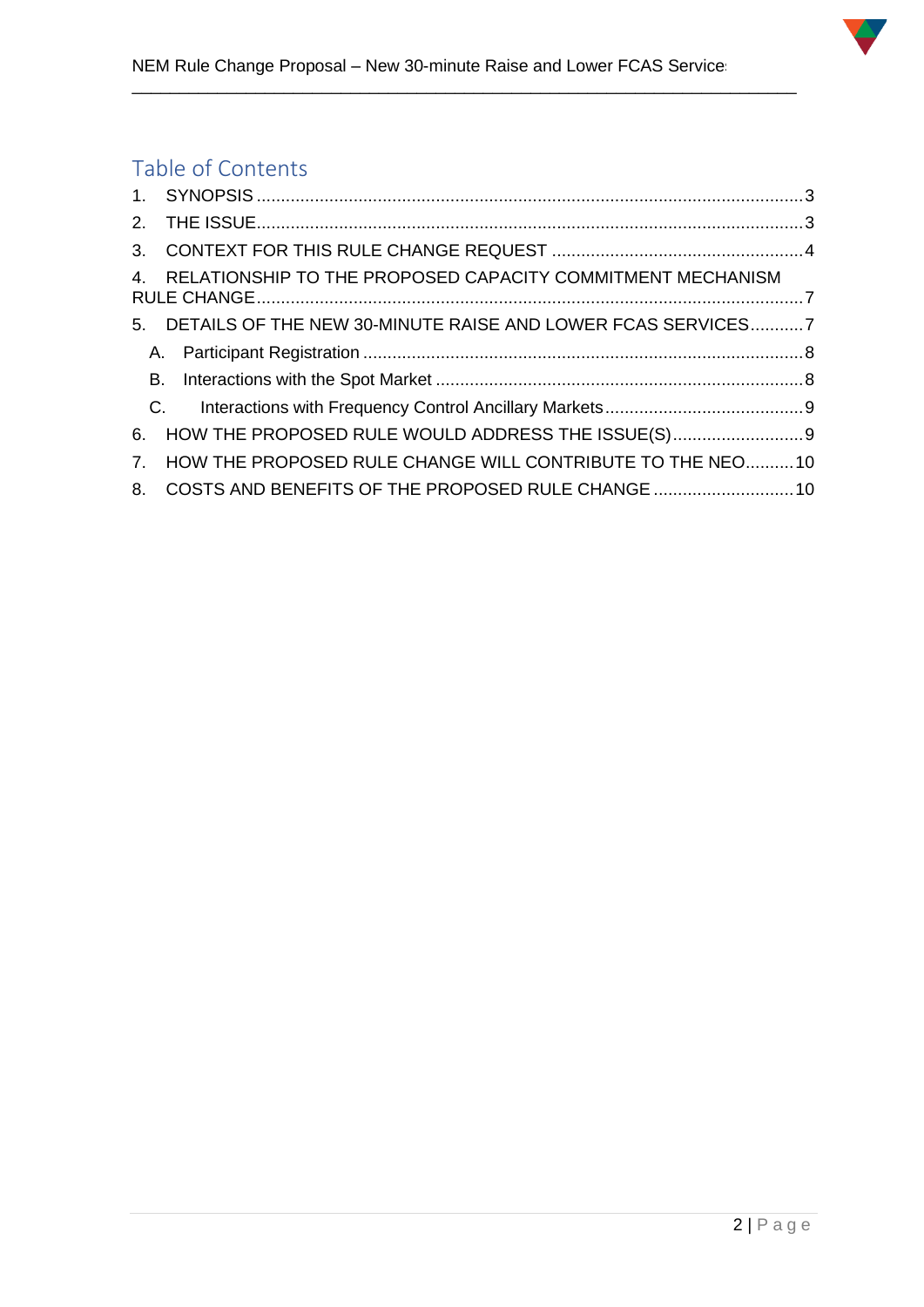## Table of Contents

1. SYNOPSIS ........ 3
2. THE ISSUE ........ 3
3. CONTEXT FOR THIS RULE CHANGE REQUEST ........ 4
4. RELATIONSHIP TO THE PROPOSED CAPACITY COMMITMENT MECHANISM RULE CHANGE ........ 7
5. DETAILS OF THE NEW 30-MINUTE RAISE AND LOWER FCAS SERVICES ........ 7
   - A. Participant Registration ........ 8
   - B. Interactions with the Spot Market ........ 8
   - C. Interactions with Frequency Control Ancillary Markets ........ 9
6. HOW THE PROPOSED RULE WOULD ADDRESS THE ISSUE(S) ........ 9
7. HOW THE PROPOSED RULE CHANGE WILL CONTRIBUTE TO THE NEO ........ 10
8. COSTS AND BENEFITS OF THE PROPOSED RULE CHANGE ........ 10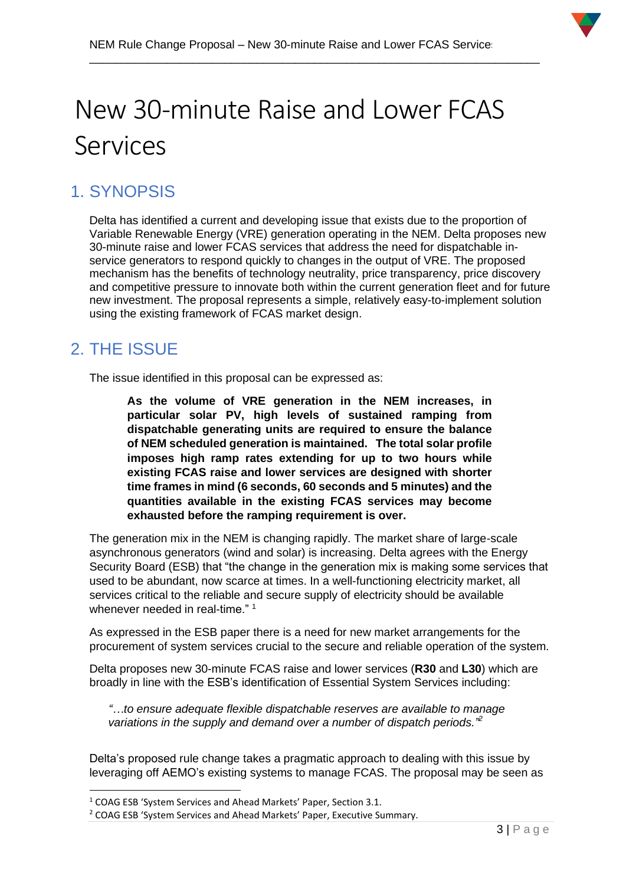# New 30-minute Raise and Lower FCAS Services

## 1. SYNOPSIS

Delta has identified a current and developing issue that exists due to the proportion of Variable Renewable Energy (VRE) generation operating in the NEM. Delta proposes new 30-minute raise and lower FCAS services that address the need for dispatchable in-service generators to respond quickly to changes in the output of VRE. The proposed mechanism has the benefits of technology neutrality, price transparency, price discovery and competitive pressure to innovate both within the current generation fleet and for future new investment. The proposal represents a simple, relatively easy-to-implement solution using the existing framework of FCAS market design.

## 2. THE ISSUE

The issue identified in this proposal can be expressed as:

> **As the volume of VRE generation in the NEM increases, in particular solar PV, high levels of sustained ramping from dispatchable generating units are required to ensure the balance of NEM scheduled generation is maintained. The total solar profile imposes high ramp rates extending for up to two hours while existing FCAS raise and lower services are designed with shorter time frames in mind (6 seconds, 60 seconds and 5 minutes) and the quantities available in the existing FCAS services may become exhausted before the ramping requirement is over.**

The generation mix in the NEM is changing rapidly. The market share of large-scale asynchronous generators (wind and solar) is increasing. Delta agrees with the Energy Security Board (ESB) that "the change in the generation mix is making some services that used to be abundant, now scarce at times. In a well-functioning electricity market, all services critical to the reliable and secure supply of electricity should be available whenever needed in real-time." [1]

As expressed in the ESB paper there is a need for new market arrangements for the procurement of system services crucial to the secure and reliable operation of the system.

Delta proposes new 30-minute FCAS raise and lower services (**R30** and **L30**) which are broadly in line with the ESB's identification of Essential System Services including:

> *"…to ensure adequate flexible dispatchable reserves are available to manage variations in the supply and demand over a number of dispatch periods."*[2]

Delta's proposed rule change takes a pragmatic approach to dealing with this issue by leveraging off AEMO's existing systems to manage FCAS. The proposal may be seen as

---

[1] COAG ESB 'System Services and Ahead Markets' Paper, Section 3.1.

[2] COAG ESB 'System Services and Ahead Markets' Paper, Executive Summary.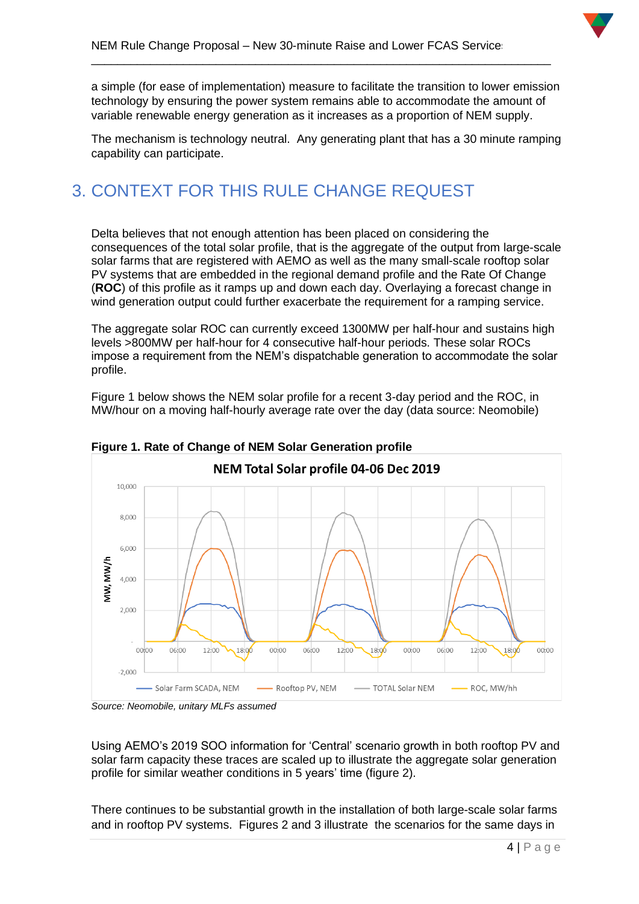a simple (for ease of implementation) measure to facilitate the transition to lower emission technology by ensuring the power system remains able to accommodate the amount of variable renewable energy generation as it increases as a proportion of NEM supply.

The mechanism is technology neutral. Any generating plant that has a 30 minute ramping capability can participate.

# 3. CONTEXT FOR THIS RULE CHANGE REQUEST

Delta believes that not enough attention has been placed on considering the consequences of the total solar profile, that is the aggregate of the output from large-scale solar farms that are registered with AEMO as well as the many small-scale rooftop solar PV systems that are embedded in the regional demand profile and the Rate Of Change (**ROC**) of this profile as it ramps up and down each day. Overlaying a forecast change in wind generation output could further exacerbate the requirement for a ramping service.

The aggregate solar ROC can currently exceed 1300MW per half-hour and sustains high levels >800MW per half-hour for 4 consecutive half-hour periods. These solar ROCs impose a requirement from the NEM's dispatchable generation to accommodate the solar profile.

Figure 1 below shows the NEM solar profile for a recent 3-day period and the ROC, in MW/hour on a moving half-hourly average rate over the day (data source: Neomobile)

**Figure 1. Rate of Change of NEM Solar Generation profile**

*Source: Neomobile, unitary MLFs assumed*

Using AEMO's 2019 SOO information for 'Central' scenario growth in both rooftop PV and solar farm capacity these traces are scaled up to illustrate the aggregate solar generation profile for similar weather conditions in 5 years' time (figure 2).

There continues to be substantial growth in the installation of both large-scale solar farms and in rooftop PV systems. Figures 2 and 3 illustrate the scenarios for the same days in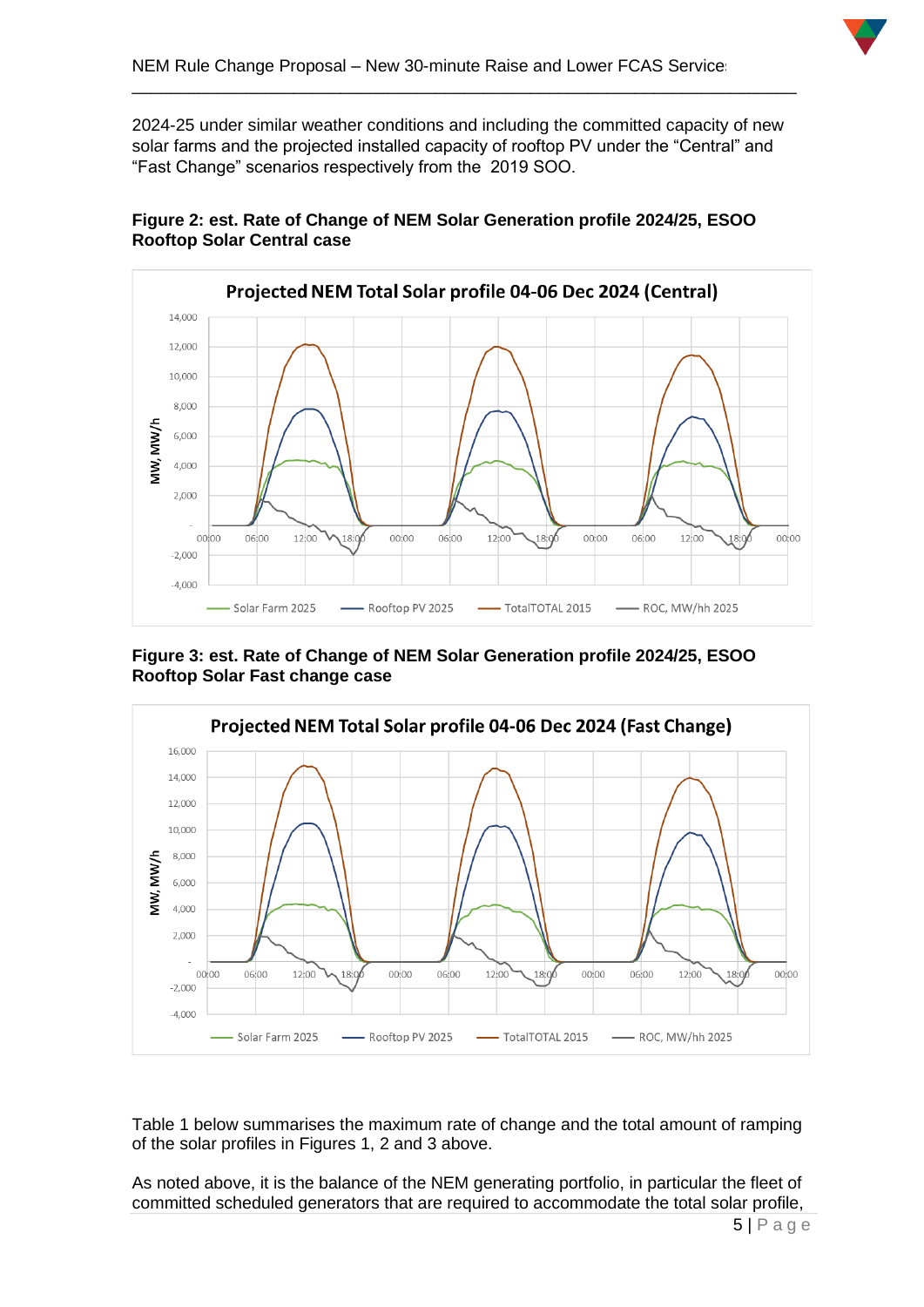2024-25 under similar weather conditions and including the committed capacity of new solar farms and the projected installed capacity of rooftop PV under the "Central" and "Fast Change" scenarios respectively from the 2019 SOO.

**Figure 2: est. Rate of Change of NEM Solar Generation profile 2024/25, ESOO Rooftop Solar Central case**

**Figure 3: est. Rate of Change of NEM Solar Generation profile 2024/25, ESOO Rooftop Solar Fast change case**

Table 1 below summarises the maximum rate of change and the total amount of ramping of the solar profiles in Figures 1, 2 and 3 above.

As noted above, it is the balance of the NEM generating portfolio, in particular the fleet of committed scheduled generators that are required to accommodate the total solar profile,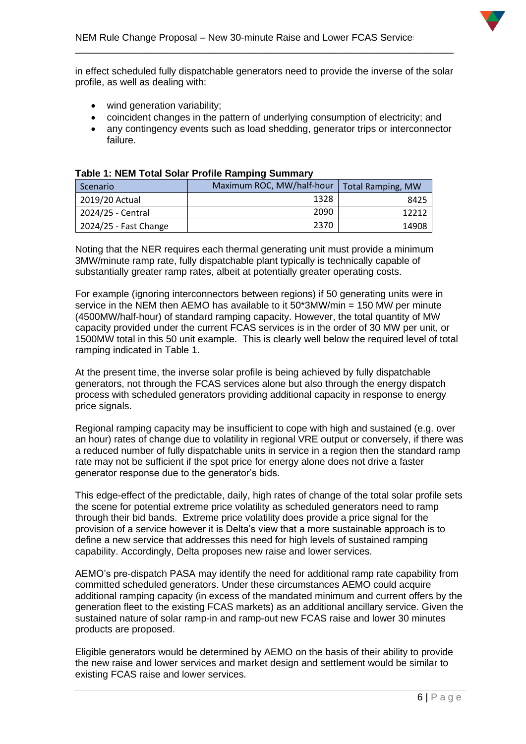in effect scheduled fully dispatchable generators need to provide the inverse of the solar profile, as well as dealing with:

- wind generation variability;
- coincident changes in the pattern of underlying consumption of electricity; and
- any contingency events such as load shedding, generator trips or interconnector failure.

**Table 1: NEM Total Solar Profile Ramping Summary**

| Scenario | Maximum ROC, MW/half-hour | Total Ramping, MW |
|---|---|---|
| 2019/20 Actual | 1328 | 8425 |
| 2024/25 - Central | 2090 | 12212 |
| 2024/25 - Fast Change | 2370 | 14908 |

Noting that the NER requires each thermal generating unit must provide a minimum 3MW/minute ramp rate, fully dispatchable plant typically is technically capable of substantially greater ramp rates, albeit at potentially greater operating costs.

For example (ignoring interconnectors between regions) if 50 generating units were in service in the NEM then AEMO has available to it 50*3MW/min = 150 MW per minute (4500MW/half-hour) of standard ramping capacity. However, the total quantity of MW capacity provided under the current FCAS services is in the order of 30 MW per unit, or 1500MW total in this 50 unit example. This is clearly well below the required level of total ramping indicated in Table 1.

At the present time, the inverse solar profile is being achieved by fully dispatchable generators, not through the FCAS services alone but also through the energy dispatch process with scheduled generators providing additional capacity in response to energy price signals.

Regional ramping capacity may be insufficient to cope with high and sustained (e.g. over an hour) rates of change due to volatility in regional VRE output or conversely, if there was a reduced number of fully dispatchable units in service in a region then the standard ramp rate may not be sufficient if the spot price for energy alone does not drive a faster generator response due to the generator's bids.

This edge-effect of the predictable, daily, high rates of change of the total solar profile sets the scene for potential extreme price volatility as scheduled generators need to ramp through their bid bands. Extreme price volatility does provide a price signal for the provision of a service however it is Delta's view that a more sustainable approach is to define a new service that addresses this need for high levels of sustained ramping capability. Accordingly, Delta proposes new raise and lower services.

AEMO's pre-dispatch PASA may identify the need for additional ramp rate capability from committed scheduled generators. Under these circumstances AEMO could acquire additional ramping capacity (in excess of the mandated minimum and current offers by the generation fleet to the existing FCAS markets) as an additional ancillary service. Given the sustained nature of solar ramp-in and ramp-out new FCAS raise and lower 30 minutes products are proposed.

Eligible generators would be determined by AEMO on the basis of their ability to provide the new raise and lower services and market design and settlement would be similar to existing FCAS raise and lower services.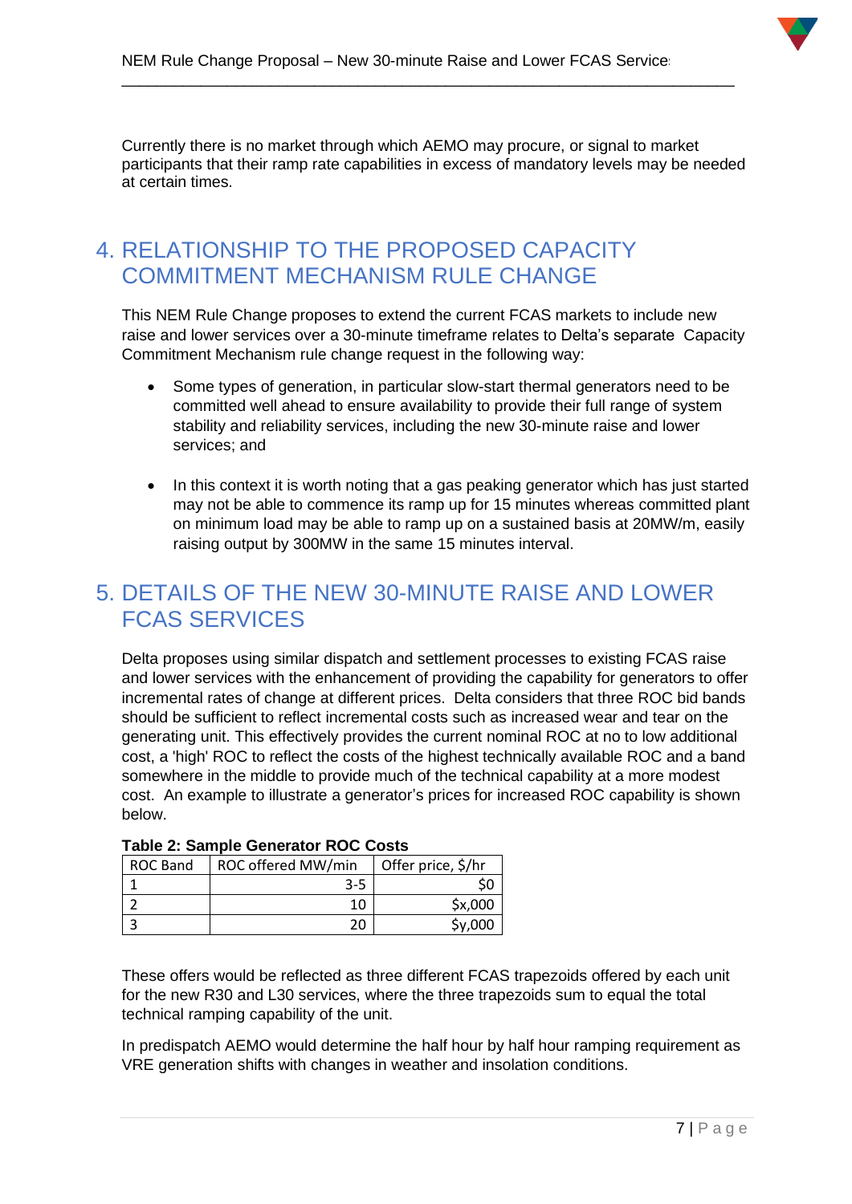Currently there is no market through which AEMO may procure, or signal to market participants that their ramp rate capabilities in excess of mandatory levels may be needed at certain times.

# 4. RELATIONSHIP TO THE PROPOSED CAPACITY COMMITMENT MECHANISM RULE CHANGE

This NEM Rule Change proposes to extend the current FCAS markets to include new raise and lower services over a 30-minute timeframe relates to Delta's separate Capacity Commitment Mechanism rule change request in the following way:

- Some types of generation, in particular slow-start thermal generators need to be committed well ahead to ensure availability to provide their full range of system stability and reliability services, including the new 30-minute raise and lower services; and

- In this context it is worth noting that a gas peaking generator which has just started may not be able to commence its ramp up for 15 minutes whereas committed plant on minimum load may be able to ramp up on a sustained basis at 20MW/m, easily raising output by 300MW in the same 15 minutes interval.

# 5. DETAILS OF THE NEW 30-MINUTE RAISE AND LOWER FCAS SERVICES

Delta proposes using similar dispatch and settlement processes to existing FCAS raise and lower services with the enhancement of providing the capability for generators to offer incremental rates of change at different prices. Delta considers that three ROC bid bands should be sufficient to reflect incremental costs such as increased wear and tear on the generating unit. This effectively provides the current nominal ROC at no to low additional cost, a 'high' ROC to reflect the costs of the highest technically available ROC and a band somewhere in the middle to provide much of the technical capability at a more modest cost. An example to illustrate a generator's prices for increased ROC capability is shown below.

**Table 2: Sample Generator ROC Costs**

| ROC Band | ROC offered MW/min | Offer price, $/hr |
|---|---|---|
| 1 | 3-5 | $0 |
| 2 | 10 | $x,000 |
| 3 | 20 | $y,000 |

These offers would be reflected as three different FCAS trapezoids offered by each unit for the new R30 and L30 services, where the three trapezoids sum to equal the total technical ramping capability of the unit.

In predispatch AEMO would determine the half hour by half hour ramping requirement as VRE generation shifts with changes in weather and insolation conditions.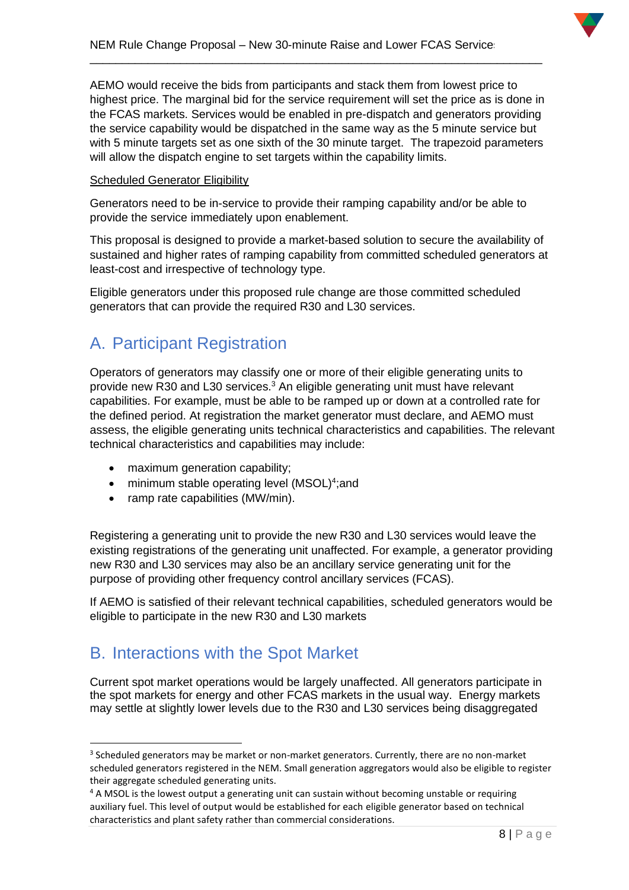AEMO would receive the bids from participants and stack them from lowest price to highest price. The marginal bid for the service requirement will set the price as is done in the FCAS markets. Services would be enabled in pre-dispatch and generators providing the service capability would be dispatched in the same way as the 5 minute service but with 5 minute targets set as one sixth of the 30 minute target. The trapezoid parameters will allow the dispatch engine to set targets within the capability limits.

Scheduled Generator Eligibility

Generators need to be in-service to provide their ramping capability and/or be able to provide the service immediately upon enablement.

This proposal is designed to provide a market-based solution to secure the availability of sustained and higher rates of ramping capability from committed scheduled generators at least-cost and irrespective of technology type.

Eligible generators under this proposed rule change are those committed scheduled generators that can provide the required R30 and L30 services.

## A. Participant Registration

Operators of generators may classify one or more of their eligible generating units to provide new R30 and L30 services.[3] An eligible generating unit must have relevant capabilities. For example, must be able to be ramped up or down at a controlled rate for the defined period. At registration the market generator must declare, and AEMO must assess, the eligible generating units technical characteristics and capabilities. The relevant technical characteristics and capabilities may include:

- maximum generation capability;
- minimum stable operating level (MSOL)[4];and
- ramp rate capabilities (MW/min).

Registering a generating unit to provide the new R30 and L30 services would leave the existing registrations of the generating unit unaffected. For example, a generator providing new R30 and L30 services may also be an ancillary service generating unit for the purpose of providing other frequency control ancillary services (FCAS).

If AEMO is satisfied of their relevant technical capabilities, scheduled generators would be eligible to participate in the new R30 and L30 markets

## B. Interactions with the Spot Market

Current spot market operations would be largely unaffected. All generators participate in the spot markets for energy and other FCAS markets in the usual way. Energy markets may settle at slightly lower levels due to the R30 and L30 services being disaggregated

---

[3] Scheduled generators may be market or non-market generators. Currently, there are no non-market scheduled generators registered in the NEM. Small generation aggregators would also be eligible to register their aggregate scheduled generating units.

[4] A MSOL is the lowest output a generating unit can sustain without becoming unstable or requiring auxiliary fuel. This level of output would be established for each eligible generator based on technical characteristics and plant safety rather than commercial considerations.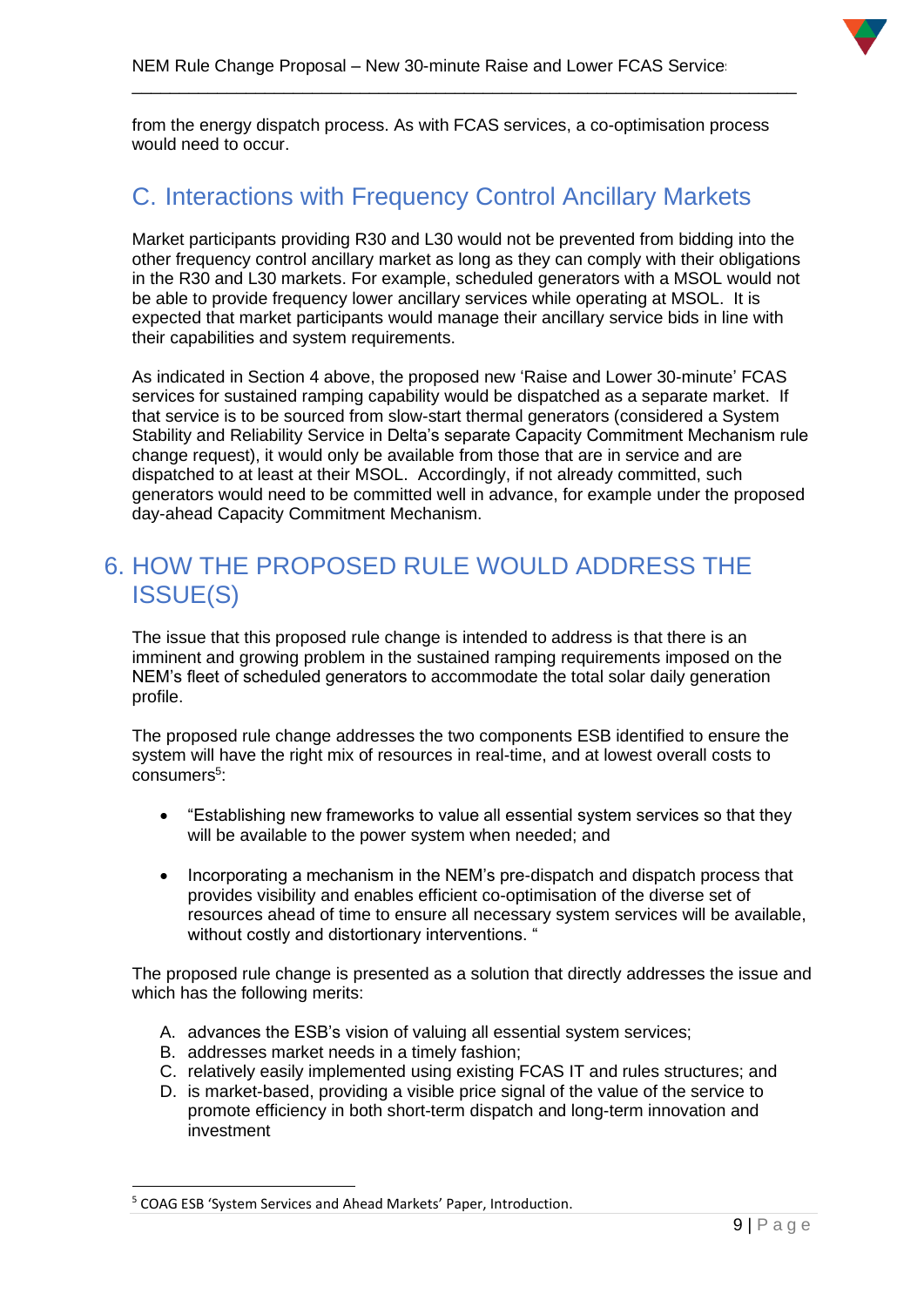from the energy dispatch process. As with FCAS services, a co-optimisation process would need to occur.

## C. Interactions with Frequency Control Ancillary Markets

Market participants providing R30 and L30 would not be prevented from bidding into the other frequency control ancillary market as long as they can comply with their obligations in the R30 and L30 markets. For example, scheduled generators with a MSOL would not be able to provide frequency lower ancillary services while operating at MSOL. It is expected that market participants would manage their ancillary service bids in line with their capabilities and system requirements.

As indicated in Section 4 above, the proposed new 'Raise and Lower 30-minute' FCAS services for sustained ramping capability would be dispatched as a separate market. If that service is to be sourced from slow-start thermal generators (considered a System Stability and Reliability Service in Delta's separate Capacity Commitment Mechanism rule change request), it would only be available from those that are in service and are dispatched to at least at their MSOL. Accordingly, if not already committed, such generators would need to be committed well in advance, for example under the proposed day-ahead Capacity Commitment Mechanism.

# 6. HOW THE PROPOSED RULE WOULD ADDRESS THE ISSUE(S)

The issue that this proposed rule change is intended to address is that there is an imminent and growing problem in the sustained ramping requirements imposed on the NEM's fleet of scheduled generators to accommodate the total solar daily generation profile.

The proposed rule change addresses the two components ESB identified to ensure the system will have the right mix of resources in real-time, and at lowest overall costs to consumers[5]:

- "Establishing new frameworks to value all essential system services so that they will be available to the power system when needed; and
- Incorporating a mechanism in the NEM's pre-dispatch and dispatch process that provides visibility and enables efficient co-optimisation of the diverse set of resources ahead of time to ensure all necessary system services will be available, without costly and distortionary interventions. "

The proposed rule change is presented as a solution that directly addresses the issue and which has the following merits:

A. advances the ESB's vision of valuing all essential system services;
B. addresses market needs in a timely fashion;
C. relatively easily implemented using existing FCAS IT and rules structures; and
D. is market-based, providing a visible price signal of the value of the service to promote efficiency in both short-term dispatch and long-term innovation and investment

---

[5] COAG ESB 'System Services and Ahead Markets' Paper, Introduction.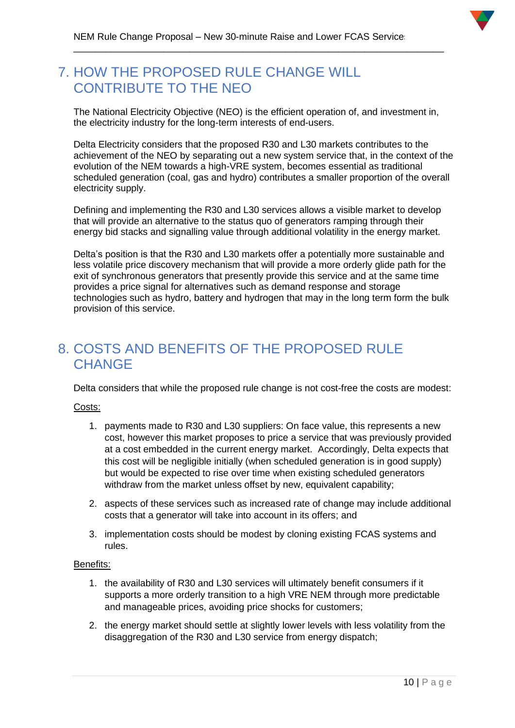## 7. HOW THE PROPOSED RULE CHANGE WILL CONTRIBUTE TO THE NEO

The National Electricity Objective (NEO) is the efficient operation of, and investment in, the electricity industry for the long-term interests of end-users.

Delta Electricity considers that the proposed R30 and L30 markets contributes to the achievement of the NEO by separating out a new system service that, in the context of the evolution of the NEM towards a high-VRE system, becomes essential as traditional scheduled generation (coal, gas and hydro) contributes a smaller proportion of the overall electricity supply.

Defining and implementing the R30 and L30 services allows a visible market to develop that will provide an alternative to the status quo of generators ramping through their energy bid stacks and signalling value through additional volatility in the energy market.

Delta's position is that the R30 and L30 markets offer a potentially more sustainable and less volatile price discovery mechanism that will provide a more orderly glide path for the exit of synchronous generators that presently provide this service and at the same time provides a price signal for alternatives such as demand response and storage technologies such as hydro, battery and hydrogen that may in the long term form the bulk provision of this service.

## 8. COSTS AND BENEFITS OF THE PROPOSED RULE CHANGE

Delta considers that while the proposed rule change is not cost-free the costs are modest:

Costs:

1. payments made to R30 and L30 suppliers: On face value, this represents a new cost, however this market proposes to price a service that was previously provided at a cost embedded in the current energy market. Accordingly, Delta expects that this cost will be negligible initially (when scheduled generation is in good supply) but would be expected to rise over time when existing scheduled generators withdraw from the market unless offset by new, equivalent capability;
2. aspects of these services such as increased rate of change may include additional costs that a generator will take into account in its offers; and
3. implementation costs should be modest by cloning existing FCAS systems and rules.

Benefits:

1. the availability of R30 and L30 services will ultimately benefit consumers if it supports a more orderly transition to a high VRE NEM through more predictable and manageable prices, avoiding price shocks for customers;
2. the energy market should settle at slightly lower levels with less volatility from the disaggregation of the R30 and L30 service from energy dispatch;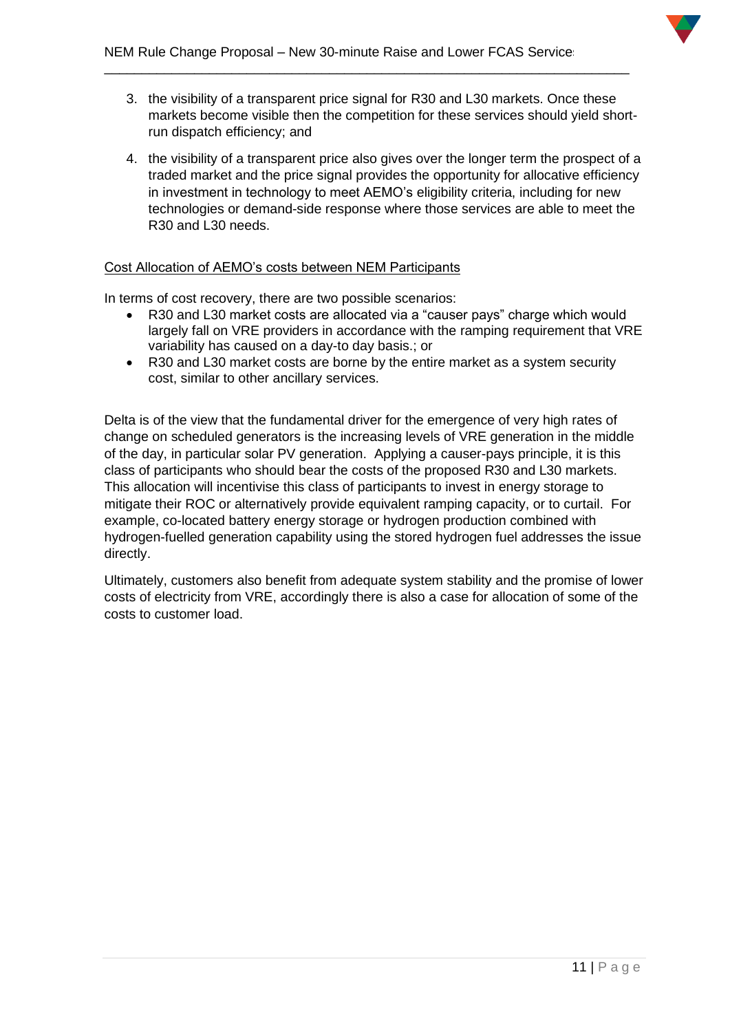3. the visibility of a transparent price signal for R30 and L30 markets. Once these markets become visible then the competition for these services should yield short-run dispatch efficiency; and

4. the visibility of a transparent price also gives over the longer term the prospect of a traded market and the price signal provides the opportunity for allocative efficiency in investment in technology to meet AEMO's eligibility criteria, including for new technologies or demand-side response where those services are able to meet the R30 and L30 needs.

Cost Allocation of AEMO's costs between NEM Participants

In terms of cost recovery, there are two possible scenarios:

- R30 and L30 market costs are allocated via a "causer pays" charge which would largely fall on VRE providers in accordance with the ramping requirement that VRE variability has caused on a day-to day basis.; or
- R30 and L30 market costs are borne by the entire market as a system security cost, similar to other ancillary services.

Delta is of the view that the fundamental driver for the emergence of very high rates of change on scheduled generators is the increasing levels of VRE generation in the middle of the day, in particular solar PV generation. Applying a causer-pays principle, it is this class of participants who should bear the costs of the proposed R30 and L30 markets. This allocation will incentivise this class of participants to invest in energy storage to mitigate their ROC or alternatively provide equivalent ramping capacity, or to curtail. For example, co-located battery energy storage or hydrogen production combined with hydrogen-fuelled generation capability using the stored hydrogen fuel addresses the issue directly.

Ultimately, customers also benefit from adequate system stability and the promise of lower costs of electricity from VRE, accordingly there is also a case for allocation of some of the costs to customer load.